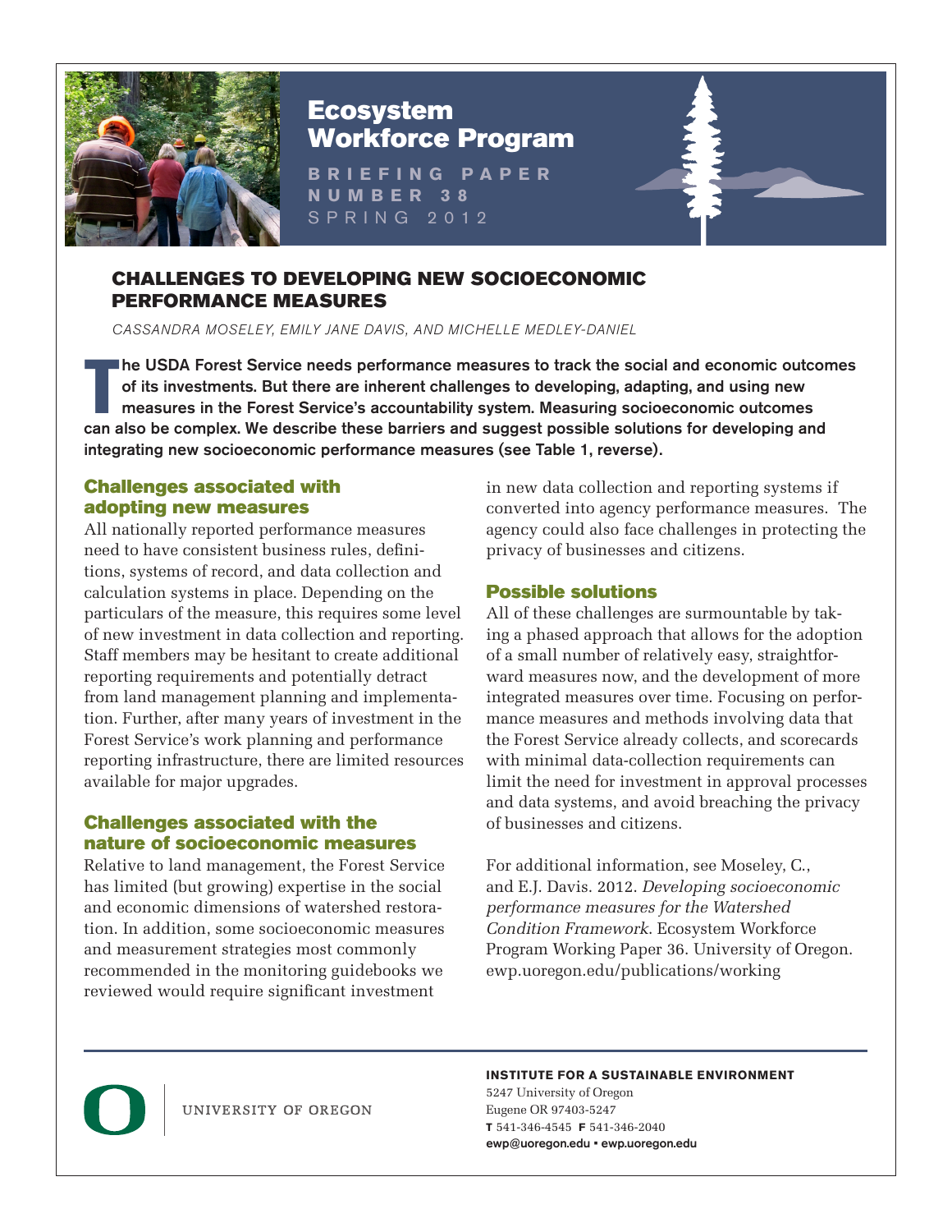# Ecosystem Workforce Program

**BRIEFING PAPER NUMBER 38**
SPRING 2012

## CHALLENGES TO DEVELOPING NEW SOCIOECONOMIC PERFORMANCE MEASURES

*CASSANDRA MOSELEY, EMILY JANE DAVIS, AND MICHELLE MEDLEY-DANIEL*

**The USDA Forest Service needs performance measures to track the social and economic outcomes of its investments. But there are inherent challenges to developing, adapting, and using new measures in the Forest Service's accountability system. Measuring socioeconomic outcomes can also be complex. We describe these barriers and suggest possible solutions for developing and integrating new socioeconomic performance measures (see Table 1, reverse).**

### Challenges associated with adopting new measures

All nationally reported performance measures need to have consistent business rules, definitions, systems of record, and data collection and calculation systems in place. Depending on the particulars of the measure, this requires some level of new investment in data collection and reporting. Staff members may be hesitant to create additional reporting requirements and potentially detract from land management planning and implementation. Further, after many years of investment in the Forest Service's work planning and performance reporting infrastructure, there are limited resources available for major upgrades.

### Challenges associated with the nature of socioeconomic measures

Relative to land management, the Forest Service has limited (but growing) expertise in the social and economic dimensions of watershed restoration. In addition, some socioeconomic measures and measurement strategies most commonly recommended in the monitoring guidebooks we reviewed would require significant investment in new data collection and reporting systems if converted into agency performance measures. The agency could also face challenges in protecting the privacy of businesses and citizens.

### Possible solutions

All of these challenges are surmountable by taking a phased approach that allows for the adoption of a small number of relatively easy, straightforward measures now, and the development of more integrated measures over time. Focusing on performance measures and methods involving data that the Forest Service already collects, and scorecards with minimal data-collection requirements can limit the need for investment in approval processes and data systems, and avoid breaching the privacy of businesses and citizens.

For additional information, see Moseley, C., and E.J. Davis. 2012. *Developing socioeconomic performance measures for the Watershed Condition Framework*. Ecosystem Workforce Program Working Paper 36. University of Oregon. ewp.uoregon.edu/publications/working

UNIVERSITY OF OREGON

**INSTITUTE FOR A SUSTAINABLE ENVIRONMENT**
5247 University of Oregon
Eugene OR 97403-5247
**T** 541-346-4545 **F** 541-346-2040
**ewp@uoregon.edu • ewp.uoregon.edu**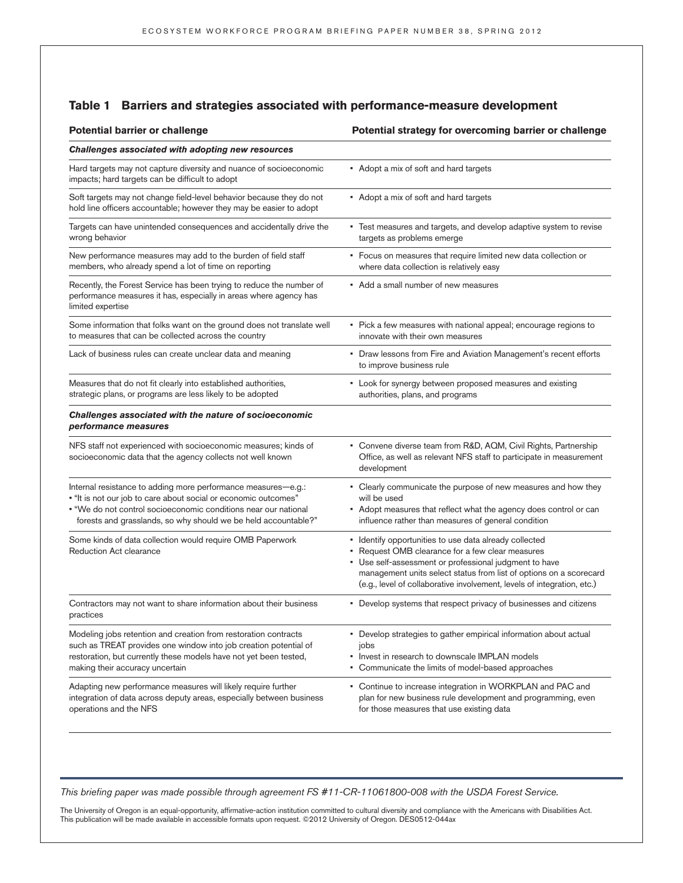### Table 1 Barriers and strategies associated with performance-measure development

| Potential barrier or challenge | Potential strategy for overcoming barrier or challenge |
| --- | --- |
| ***Challenges associated with adopting new resources*** | |
| Hard targets may not capture diversity and nuance of socioeconomic impacts; hard targets can be difficult to adopt | • Adopt a mix of soft and hard targets |
| Soft targets may not change field-level behavior because they do not hold line officers accountable; however they may be easier to adopt | • Adopt a mix of soft and hard targets |
| Targets can have unintended consequences and accidentally drive the wrong behavior | • Test measures and targets, and develop adaptive system to revise targets as problems emerge |
| New performance measures may add to the burden of field staff members, who already spend a lot of time on reporting | • Focus on measures that require limited new data collection or where data collection is relatively easy |
| Recently, the Forest Service has been trying to reduce the number of performance measures it has, especially in areas where agency has limited expertise | • Add a small number of new measures |
| Some information that folks want on the ground does not translate well to measures that can be collected across the country | • Pick a few measures with national appeal; encourage regions to innovate with their own measures |
| Lack of business rules can create unclear data and meaning | • Draw lessons from Fire and Aviation Management's recent efforts to improve business rule |
| Measures that do not fit clearly into established authorities, strategic plans, or programs are less likely to be adopted | • Look for synergy between proposed measures and existing authorities, plans, and programs |
| ***Challenges associated with the nature of socioeconomic performance measures*** | |
| NFS staff not experienced with socioeconomic measures; kinds of socioeconomic data that the agency collects not well known | • Convene diverse team from R&D, AQM, Civil Rights, Partnership Office, as well as relevant NFS staff to participate in measurement development |
| Internal resistance to adding more performance measures—e.g.:<br>• "It is not our job to care about social or economic outcomes"<br>• "We do not control socioeconomic conditions near our national forests and grasslands, so why should we be held accountable?" | • Clearly communicate the purpose of new measures and how they will be used<br>• Adopt measures that reflect what the agency does control or can influence rather than measures of general condition |
| Some kinds of data collection would require OMB Paperwork Reduction Act clearance | • Identify opportunities to use data already collected<br>• Request OMB clearance for a few clear measures<br>• Use self-assessment or professional judgment to have management units select status from list of options on a scorecard (e.g., level of collaborative involvement, levels of integration, etc.) |
| Contractors may not want to share information about their business practices | • Develop systems that respect privacy of businesses and citizens |
| Modeling jobs retention and creation from restoration contracts such as TREAT provides one window into job creation potential of restoration, but currently these models have not yet been tested, making their accuracy uncertain | • Develop strategies to gather empirical information about actual jobs<br>• Invest in research to downscale IMPLAN models<br>• Communicate the limits of model-based approaches |
| Adapting new performance measures will likely require further integration of data across deputy areas, especially between business operations and the NFS | • Continue to increase integration in WORKPLAN and PAC and plan for new business rule development and programming, even for those measures that use existing data |

*This briefing paper was made possible through agreement FS #11-CR-11061800-008 with the USDA Forest Service.*

The University of Oregon is an equal-opportunity, affirmative-action institution committed to cultural diversity and compliance with the Americans with Disabilities Act. This publication will be made available in accessible formats upon request. ©2012 University of Oregon. DES0512-044ax